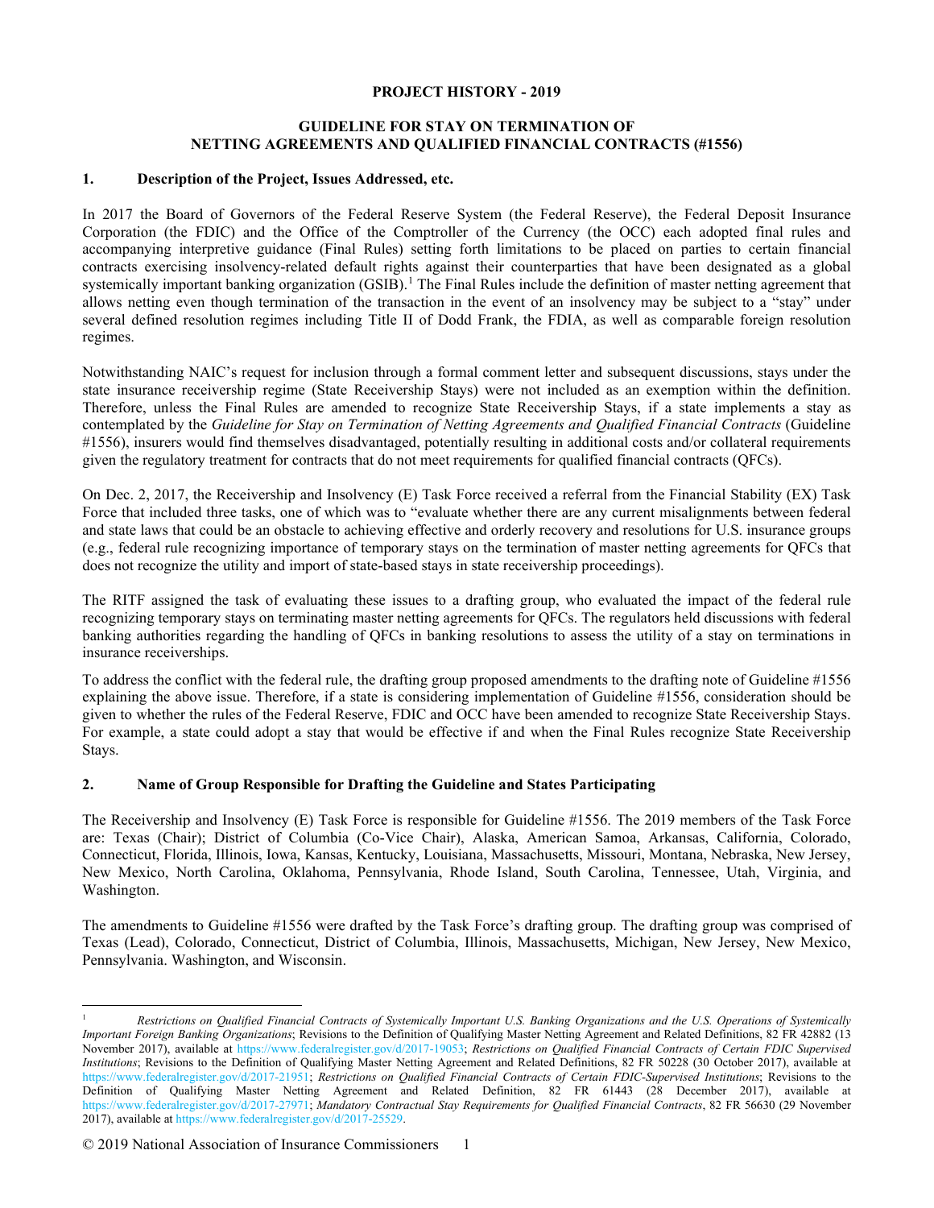**PROJECT HISTORY - 2019**

**GUIDELINE FOR STAY ON TERMINATION OF NETTING AGREEMENTS AND QUALIFIED FINANCIAL CONTRACTS (#1556)**

## 1. Description of the Project, Issues Addressed, etc.

In 2017 the Board of Governors of the Federal Reserve System (the Federal Reserve), the Federal Deposit Insurance Corporation (the FDIC) and the Office of the Comptroller of the Currency (the OCC) each adopted final rules and accompanying interpretive guidance (Final Rules) setting forth limitations to be placed on parties to certain financial contracts exercising insolvency-related default rights against their counterparties that have been designated as a global systemically important banking organization (GSIB).[1] The Final Rules include the definition of master netting agreement that allows netting even though termination of the transaction in the event of an insolvency may be subject to a "stay" under several defined resolution regimes including Title II of Dodd Frank, the FDIA, as well as comparable foreign resolution regimes.

Notwithstanding NAIC's request for inclusion through a formal comment letter and subsequent discussions, stays under the state insurance receivership regime (State Receivership Stays) were not included as an exemption within the definition. Therefore, unless the Final Rules are amended to recognize State Receivership Stays, if a state implements a stay as contemplated by the *Guideline for Stay on Termination of Netting Agreements and Qualified Financial Contracts* (Guideline #1556), insurers would find themselves disadvantaged, potentially resulting in additional costs and/or collateral requirements given the regulatory treatment for contracts that do not meet requirements for qualified financial contracts (QFCs).

On Dec. 2, 2017, the Receivership and Insolvency (E) Task Force received a referral from the Financial Stability (EX) Task Force that included three tasks, one of which was to "evaluate whether there are any current misalignments between federal and state laws that could be an obstacle to achieving effective and orderly recovery and resolutions for U.S. insurance groups (e.g., federal rule recognizing importance of temporary stays on the termination of master netting agreements for QFCs that does not recognize the utility and import of state-based stays in state receivership proceedings).

The RITF assigned the task of evaluating these issues to a drafting group, who evaluated the impact of the federal rule recognizing temporary stays on terminating master netting agreements for QFCs. The regulators held discussions with federal banking authorities regarding the handling of QFCs in banking resolutions to assess the utility of a stay on terminations in insurance receiverships.

To address the conflict with the federal rule, the drafting group proposed amendments to the drafting note of Guideline #1556 explaining the above issue. Therefore, if a state is considering implementation of Guideline #1556, consideration should be given to whether the rules of the Federal Reserve, FDIC and OCC have been amended to recognize State Receivership Stays. For example, a state could adopt a stay that would be effective if and when the Final Rules recognize State Receivership Stays.

## 2. Name of Group Responsible for Drafting the Guideline and States Participating

The Receivership and Insolvency (E) Task Force is responsible for Guideline #1556. The 2019 members of the Task Force are: Texas (Chair); District of Columbia (Co-Vice Chair), Alaska, American Samoa, Arkansas, California, Colorado, Connecticut, Florida, Illinois, Iowa, Kansas, Kentucky, Louisiana, Massachusetts, Missouri, Montana, Nebraska, New Jersey, New Mexico, North Carolina, Oklahoma, Pennsylvania, Rhode Island, South Carolina, Tennessee, Utah, Virginia, and Washington.

The amendments to Guideline #1556 were drafted by the Task Force's drafting group. The drafting group was comprised of Texas (Lead), Colorado, Connecticut, District of Columbia, Illinois, Massachusetts, Michigan, New Jersey, New Mexico, Pennsylvania. Washington, and Wisconsin.

---

[1] *Restrictions on Qualified Financial Contracts of Systemically Important U.S. Banking Organizations and the U.S. Operations of Systemically Important Foreign Banking Organizations*; Revisions to the Definition of Qualifying Master Netting Agreement and Related Definitions, 82 FR 42882 (13 November 2017), available at https://www.federalregister.gov/d/2017-19053; *Restrictions on Qualified Financial Contracts of Certain FDIC Supervised Institutions*; Revisions to the Definition of Qualifying Master Netting Agreement and Related Definitions, 82 FR 50228 (30 October 2017), available at https://www.federalregister.gov/d/2017-21951; *Restrictions on Qualified Financial Contracts of Certain FDIC-Supervised Institutions*; Revisions to the Definition of Qualifying Master Netting Agreement and Related Definition, 82 FR 61443 (28 December 2017), available at https://www.federalregister.gov/d/2017-27971; *Mandatory Contractual Stay Requirements for Qualified Financial Contracts*, 82 FR 56630 (29 November 2017), available at https://www.federalregister.gov/d/2017-25529.

© 2019 National Association of Insurance Commissioners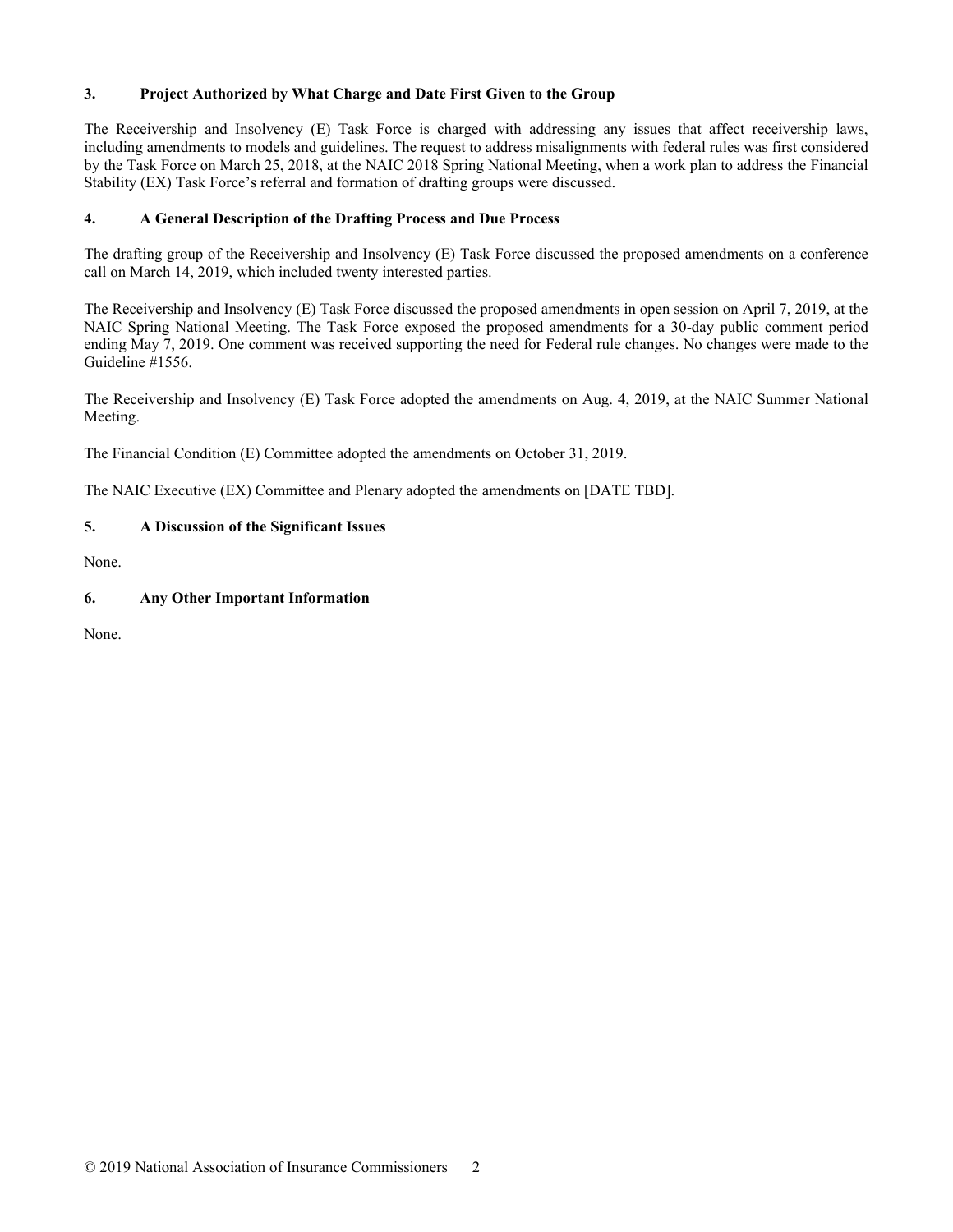### 3. Project Authorized by What Charge and Date First Given to the Group

The Receivership and Insolvency (E) Task Force is charged with addressing any issues that affect receivership laws, including amendments to models and guidelines. The request to address misalignments with federal rules was first considered by the Task Force on March 25, 2018, at the NAIC 2018 Spring National Meeting, when a work plan to address the Financial Stability (EX) Task Force's referral and formation of drafting groups were discussed.

### 4. A General Description of the Drafting Process and Due Process

The drafting group of the Receivership and Insolvency (E) Task Force discussed the proposed amendments on a conference call on March 14, 2019, which included twenty interested parties.

The Receivership and Insolvency (E) Task Force discussed the proposed amendments in open session on April 7, 2019, at the NAIC Spring National Meeting. The Task Force exposed the proposed amendments for a 30-day public comment period ending May 7, 2019. One comment was received supporting the need for Federal rule changes. No changes were made to the Guideline #1556.

The Receivership and Insolvency (E) Task Force adopted the amendments on Aug. 4, 2019, at the NAIC Summer National Meeting.

The Financial Condition (E) Committee adopted the amendments on October 31, 2019.

The NAIC Executive (EX) Committee and Plenary adopted the amendments on [DATE TBD].

### 5. A Discussion of the Significant Issues

None.

### 6. Any Other Important Information

None.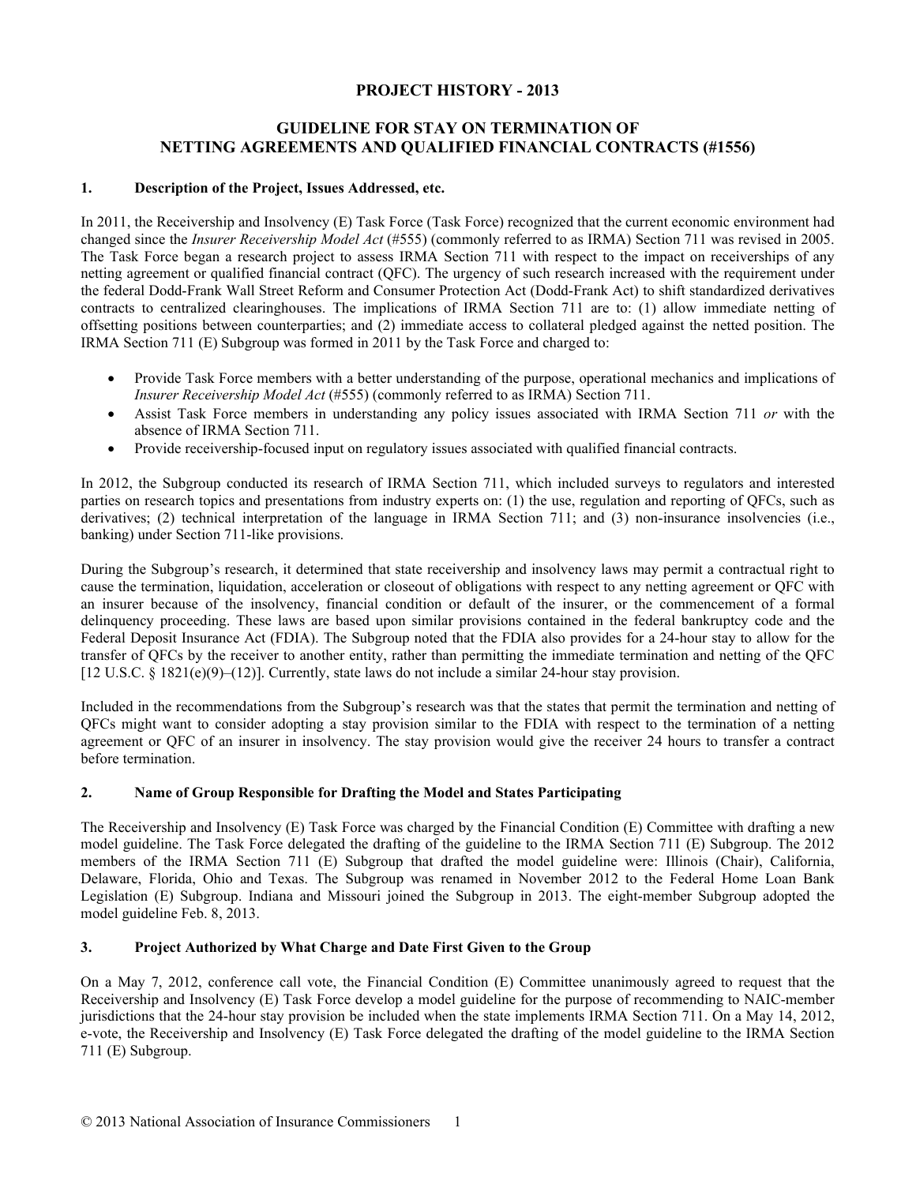# PROJECT HISTORY - 2013

## GUIDELINE FOR STAY ON TERMINATION OF NETTING AGREEMENTS AND QUALIFIED FINANCIAL CONTRACTS (#1556)

### 1. Description of the Project, Issues Addressed, etc.

In 2011, the Receivership and Insolvency (E) Task Force (Task Force) recognized that the current economic environment had changed since the *Insurer Receivership Model Act* (#555) (commonly referred to as IRMA) Section 711 was revised in 2005. The Task Force began a research project to assess IRMA Section 711 with respect to the impact on receiverships of any netting agreement or qualified financial contract (QFC). The urgency of such research increased with the requirement under the federal Dodd-Frank Wall Street Reform and Consumer Protection Act (Dodd-Frank Act) to shift standardized derivatives contracts to centralized clearinghouses. The implications of IRMA Section 711 are to: (1) allow immediate netting of offsetting positions between counterparties; and (2) immediate access to collateral pledged against the netted position. The IRMA Section 711 (E) Subgroup was formed in 2011 by the Task Force and charged to:

- Provide Task Force members with a better understanding of the purpose, operational mechanics and implications of *Insurer Receivership Model Act* (#555) (commonly referred to as IRMA) Section 711.
- Assist Task Force members in understanding any policy issues associated with IRMA Section 711 *or* with the absence of IRMA Section 711.
- Provide receivership-focused input on regulatory issues associated with qualified financial contracts.

In 2012, the Subgroup conducted its research of IRMA Section 711, which included surveys to regulators and interested parties on research topics and presentations from industry experts on: (1) the use, regulation and reporting of QFCs, such as derivatives; (2) technical interpretation of the language in IRMA Section 711; and (3) non-insurance insolvencies (i.e., banking) under Section 711-like provisions.

During the Subgroup's research, it determined that state receivership and insolvency laws may permit a contractual right to cause the termination, liquidation, acceleration or closeout of obligations with respect to any netting agreement or QFC with an insurer because of the insolvency, financial condition or default of the insurer, or the commencement of a formal delinquency proceeding. These laws are based upon similar provisions contained in the federal bankruptcy code and the Federal Deposit Insurance Act (FDIA). The Subgroup noted that the FDIA also provides for a 24-hour stay to allow for the transfer of QFCs by the receiver to another entity, rather than permitting the immediate termination and netting of the QFC [12 U.S.C. § 1821(e)(9)–(12)]. Currently, state laws do not include a similar 24-hour stay provision.

Included in the recommendations from the Subgroup's research was that the states that permit the termination and netting of QFCs might want to consider adopting a stay provision similar to the FDIA with respect to the termination of a netting agreement or QFC of an insurer in insolvency. The stay provision would give the receiver 24 hours to transfer a contract before termination.

### 2. Name of Group Responsible for Drafting the Model and States Participating

The Receivership and Insolvency (E) Task Force was charged by the Financial Condition (E) Committee with drafting a new model guideline. The Task Force delegated the drafting of the guideline to the IRMA Section 711 (E) Subgroup. The 2012 members of the IRMA Section 711 (E) Subgroup that drafted the model guideline were: Illinois (Chair), California, Delaware, Florida, Ohio and Texas. The Subgroup was renamed in November 2012 to the Federal Home Loan Bank Legislation (E) Subgroup. Indiana and Missouri joined the Subgroup in 2013. The eight-member Subgroup adopted the model guideline Feb. 8, 2013.

### 3. Project Authorized by What Charge and Date First Given to the Group

On a May 7, 2012, conference call vote, the Financial Condition (E) Committee unanimously agreed to request that the Receivership and Insolvency (E) Task Force develop a model guideline for the purpose of recommending to NAIC-member jurisdictions that the 24-hour stay provision be included when the state implements IRMA Section 711. On a May 14, 2012, e-vote, the Receivership and Insolvency (E) Task Force delegated the drafting of the model guideline to the IRMA Section 711 (E) Subgroup.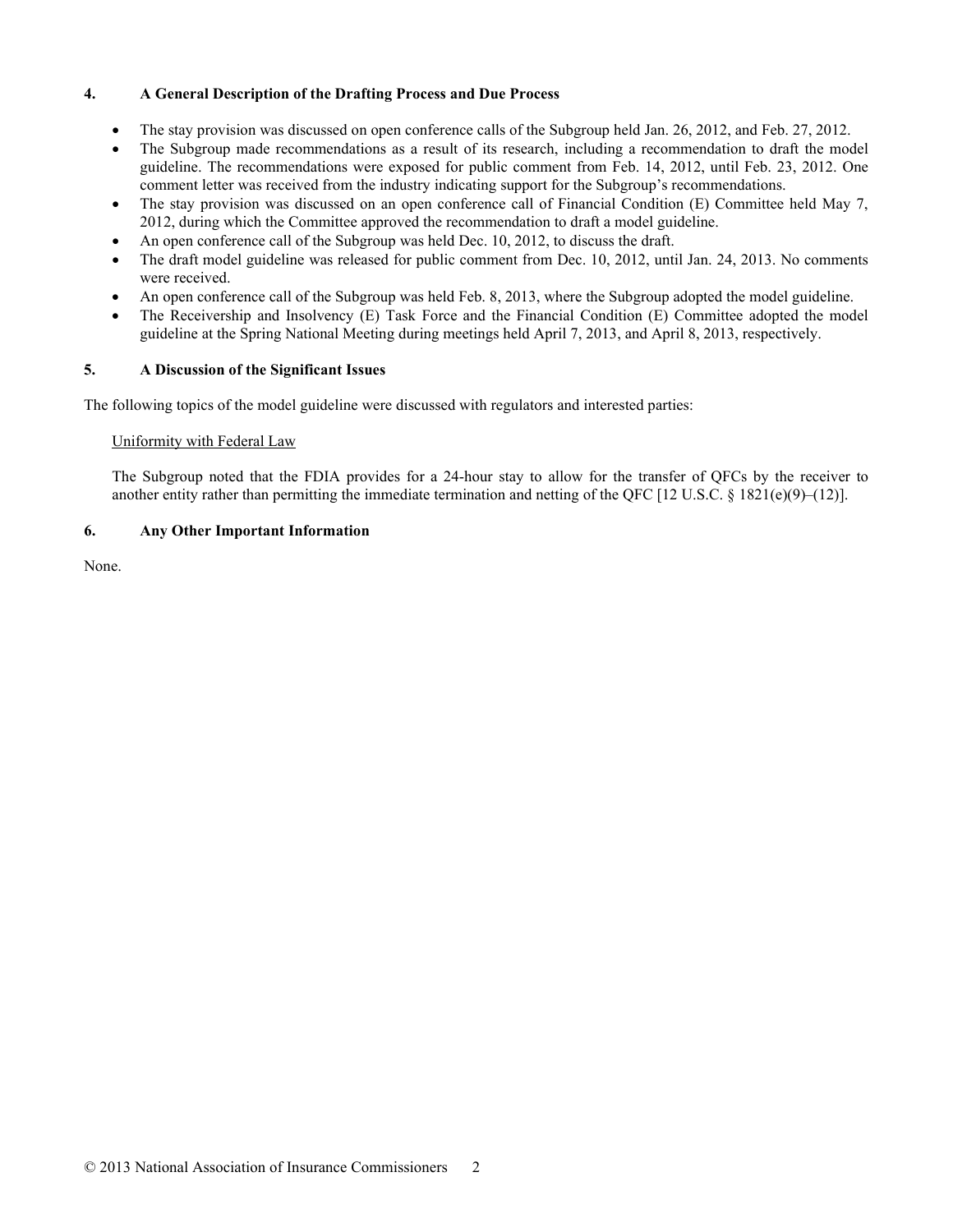## 4. A General Description of the Drafting Process and Due Process

- The stay provision was discussed on open conference calls of the Subgroup held Jan. 26, 2012, and Feb. 27, 2012.
- The Subgroup made recommendations as a result of its research, including a recommendation to draft the model guideline. The recommendations were exposed for public comment from Feb. 14, 2012, until Feb. 23, 2012. One comment letter was received from the industry indicating support for the Subgroup's recommendations.
- The stay provision was discussed on an open conference call of Financial Condition (E) Committee held May 7, 2012, during which the Committee approved the recommendation to draft a model guideline.
- An open conference call of the Subgroup was held Dec. 10, 2012, to discuss the draft.
- The draft model guideline was released for public comment from Dec. 10, 2012, until Jan. 24, 2013. No comments were received.
- An open conference call of the Subgroup was held Feb. 8, 2013, where the Subgroup adopted the model guideline.
- The Receivership and Insolvency (E) Task Force and the Financial Condition (E) Committee adopted the model guideline at the Spring National Meeting during meetings held April 7, 2013, and April 8, 2013, respectively.

## 5. A Discussion of the Significant Issues

The following topics of the model guideline were discussed with regulators and interested parties:

Uniformity with Federal Law

The Subgroup noted that the FDIA provides for a 24-hour stay to allow for the transfer of QFCs by the receiver to another entity rather than permitting the immediate termination and netting of the QFC [12 U.S.C. § 1821(e)(9)–(12)].

## 6. Any Other Important Information

None.

© 2013 National Association of Insurance Commissioners